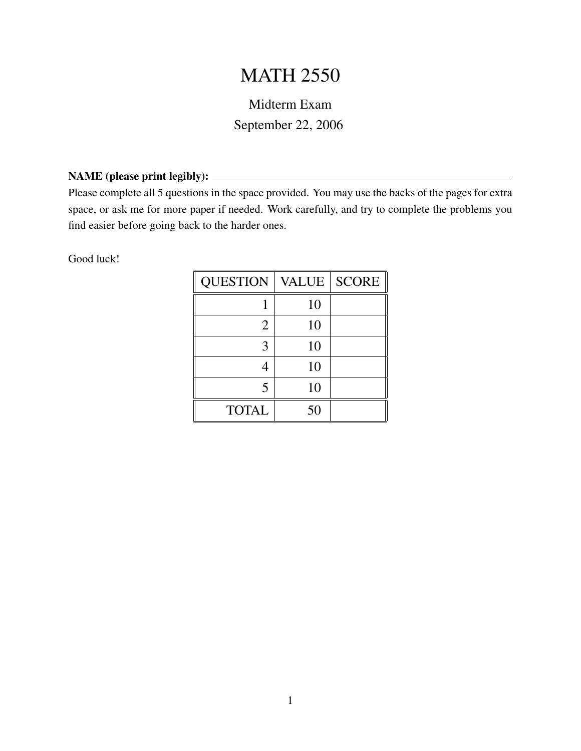# MATH 2550

Midterm Exam

September 22, 2006

**NAME (please print legibly):** ______________________________

Please complete all 5 questions in the space provided. You may use the backs of the pages for extra space, or ask me for more paper if needed. Work carefully, and try to complete the problems you find easier before going back to the harder ones.

Good luck!

| QUESTION | VALUE | SCORE |
|---|---|---|
| 1 | 10 | |
| 2 | 10 | |
| 3 | 10 | |
| 4 | 10 | |
| 5 | 10 | |
| TOTAL | 50 | |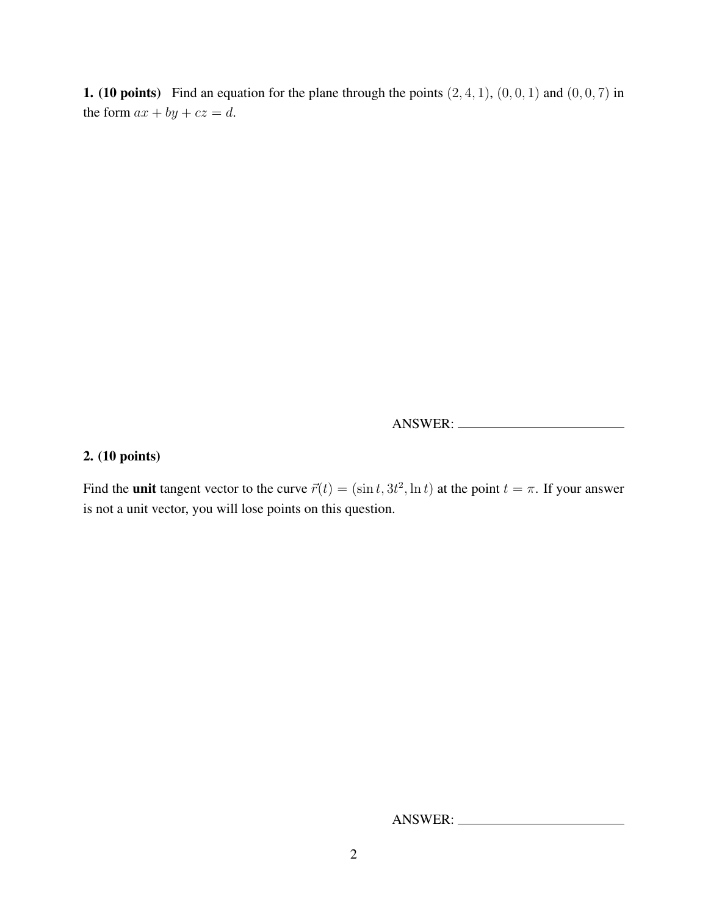**1. (10 points)** Find an equation for the plane through the points $(2, 4, 1)$, $(0, 0, 1)$ and $(0, 0, 7)$ in the form $ax + by + cz = d$.

ANSWER: ______________________

**2. (10 points)**

Find the **unit** tangent vector to the curve $\vec{r}(t) = (\sin t, 3t^2, \ln t)$ at the point $t = \pi$. If your answer is not a unit vector, you will lose points on this question.

ANSWER: ______________________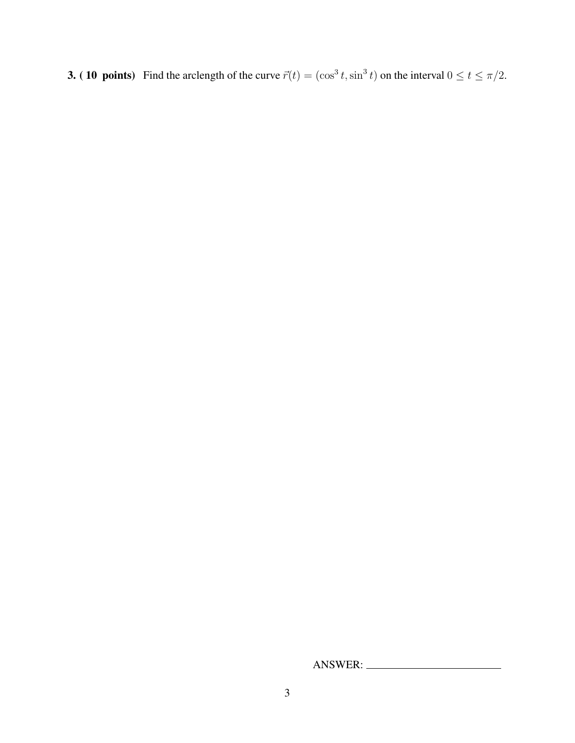**3. ( 10 points)** Find the arclength of the curve $\vec{r}(t) = (\cos^3 t, \sin^3 t)$ on the interval $0 \leq t \leq \pi/2$.

ANSWER: \_\_\_\_\_\_\_\_\_\_\_\_\_\_\_\_\_\_\_\_\_\_\_\_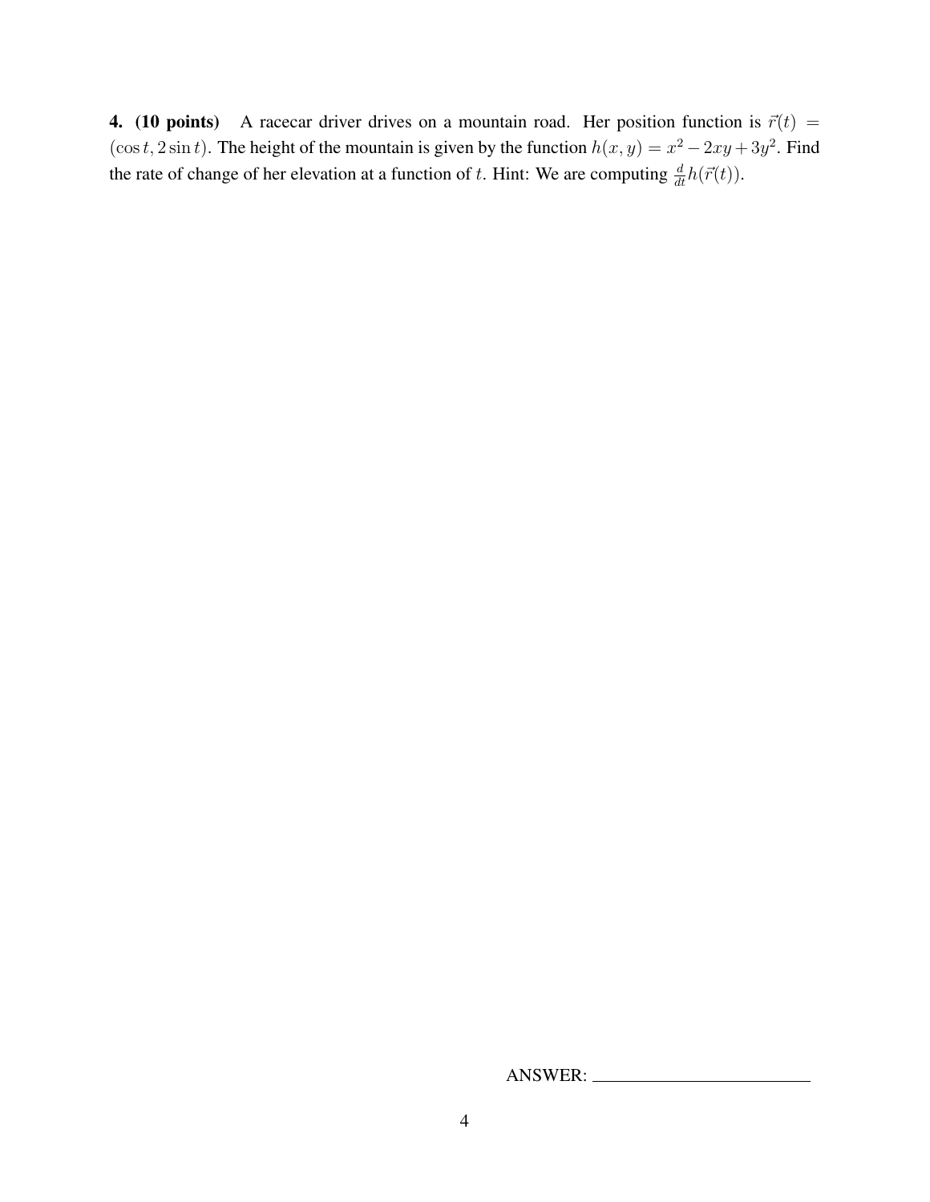**4. (10 points)** A racecar driver drives on a mountain road. Her position function is $\vec{r}(t) = (\cos t, 2\sin t)$. The height of the mountain is given by the function $h(x, y) = x^2 - 2xy + 3y^2$. Find the rate of change of her elevation at a function of $t$. Hint: We are computing $\frac{d}{dt}h(\vec{r}(t))$.

ANSWER: ________________________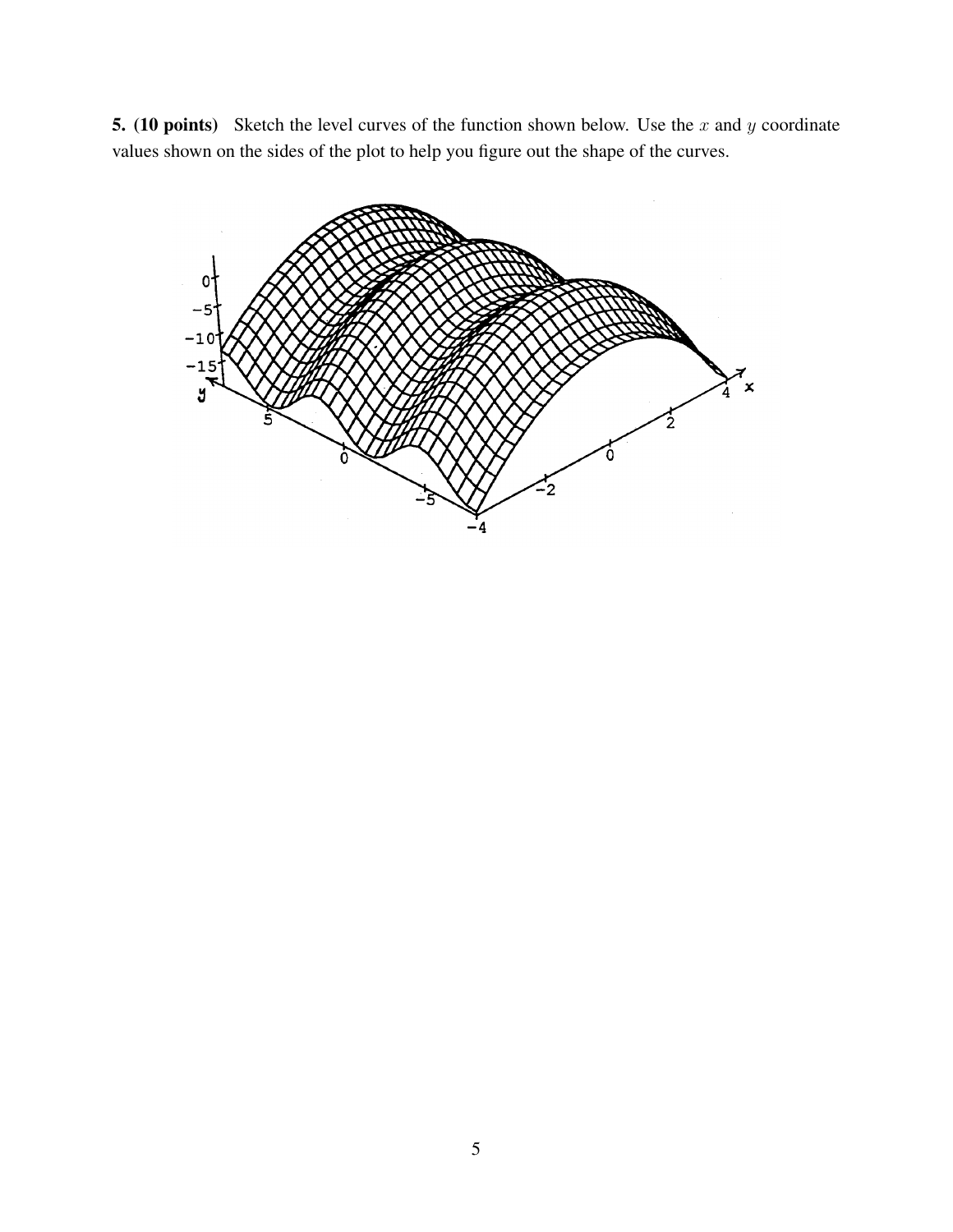**5. (10 points)** Sketch the level curves of the function shown below. Use the $x$ and $y$ coordinate values shown on the sides of the plot to help you figure out the shape of the curves.

0
-5
-10
-15
y
5
0
-5
-4
-2
0
2
4
x